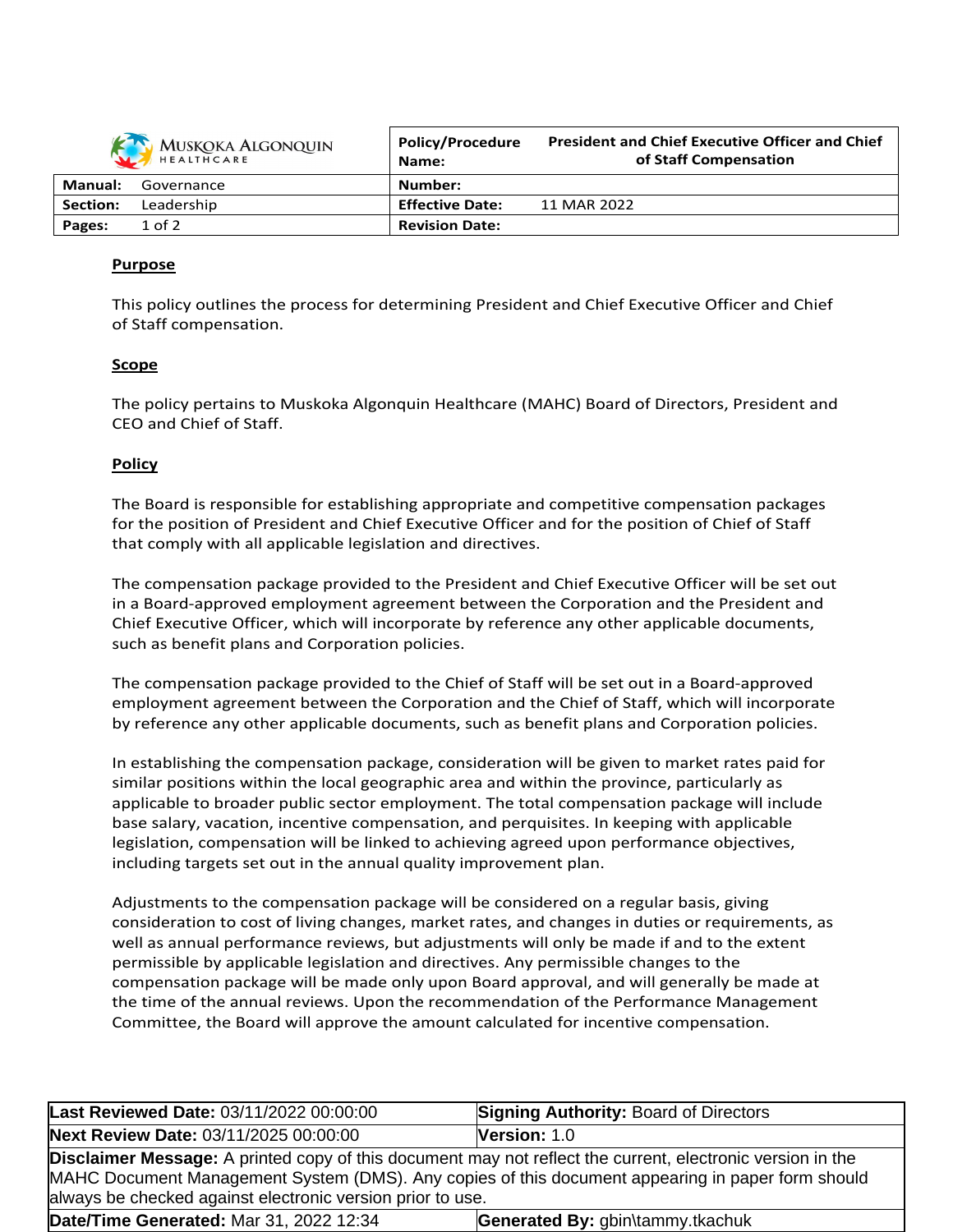| MUSKOKA ALGONQUIN HEALTHCARE | Policy/Procedure Name: | President and Chief Executive Officer and Chief of Staff Compensation |
|---|---|---|
| **Manual:** Governance | **Number:** | |
| **Section:** Leadership | **Effective Date:** | 11 MAR 2022 |
| **Pages:** 1 of 2 | **Revision Date:** | |

## Purpose

This policy outlines the process for determining President and Chief Executive Officer and Chief of Staff compensation.

## Scope

The policy pertains to Muskoka Algonquin Healthcare (MAHC) Board of Directors, President and CEO and Chief of Staff.

## Policy

The Board is responsible for establishing appropriate and competitive compensation packages for the position of President and Chief Executive Officer and for the position of Chief of Staff that comply with all applicable legislation and directives.

The compensation package provided to the President and Chief Executive Officer will be set out in a Board-approved employment agreement between the Corporation and the President and Chief Executive Officer, which will incorporate by reference any other applicable documents, such as benefit plans and Corporation policies.

The compensation package provided to the Chief of Staff will be set out in a Board-approved employment agreement between the Corporation and the Chief of Staff, which will incorporate by reference any other applicable documents, such as benefit plans and Corporation policies.

In establishing the compensation package, consideration will be given to market rates paid for similar positions within the local geographic area and within the province, particularly as applicable to broader public sector employment. The total compensation package will include base salary, vacation, incentive compensation, and perquisites. In keeping with applicable legislation, compensation will be linked to achieving agreed upon performance objectives, including targets set out in the annual quality improvement plan.

Adjustments to the compensation package will be considered on a regular basis, giving consideration to cost of living changes, market rates, and changes in duties or requirements, as well as annual performance reviews, but adjustments will only be made if and to the extent permissible by applicable legislation and directives. Any permissible changes to the compensation package will be made only upon Board approval, and will generally be made at the time of the annual reviews. Upon the recommendation of the Performance Management Committee, the Board will approve the amount calculated for incentive compensation.

| **Last Reviewed Date:** 03/11/2022 00:00:00 | **Signing Authority:** Board of Directors |
|---|---|
| **Next Review Date:** 03/11/2025 00:00:00 | **Version:** 1.0 |
| **Disclaimer Message:** A printed copy of this document may not reflect the current, electronic version in the MAHC Document Management System (DMS). Any copies of this document appearing in paper form should always be checked against electronic version prior to use. | |
| **Date/Time Generated:** Mar 31, 2022 12:34 | **Generated By:** gbin\tammy.tkachuk |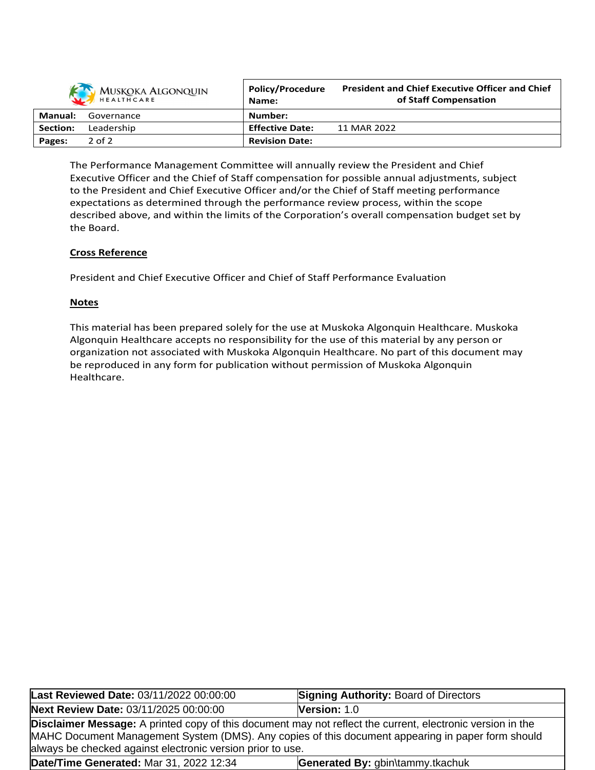The Performance Management Committee will annually review the President and Chief Executive Officer and the Chief of Staff compensation for possible annual adjustments, subject to the President and Chief Executive Officer and/or the Chief of Staff meeting performance expectations as determined through the performance review process, within the scope described above, and within the limits of the Corporation's overall compensation budget set by the Board.

**Cross Reference**

President and Chief Executive Officer and Chief of Staff Performance Evaluation

**Notes**

This material has been prepared solely for the use at Muskoka Algonquin Healthcare. Muskoka Algonquin Healthcare accepts no responsibility for the use of this material by any person or organization not associated with Muskoka Algonquin Healthcare. No part of this document may be reproduced in any form for publication without permission of Muskoka Algonquin Healthcare.

| | |
|---|---|
| **Last Reviewed Date:** 03/11/2022 00:00:00 | **Signing Authority:** Board of Directors |
| **Next Review Date:** 03/11/2025 00:00:00 | **Version:** 1.0 |
| **Disclaimer Message:** A printed copy of this document may not reflect the current, electronic version in the MAHC Document Management System (DMS). Any copies of this document appearing in paper form should always be checked against electronic version prior to use. | |
| **Date/Time Generated:** Mar 31, 2022 12:34 | **Generated By:** gbin\tammy.tkachuk |